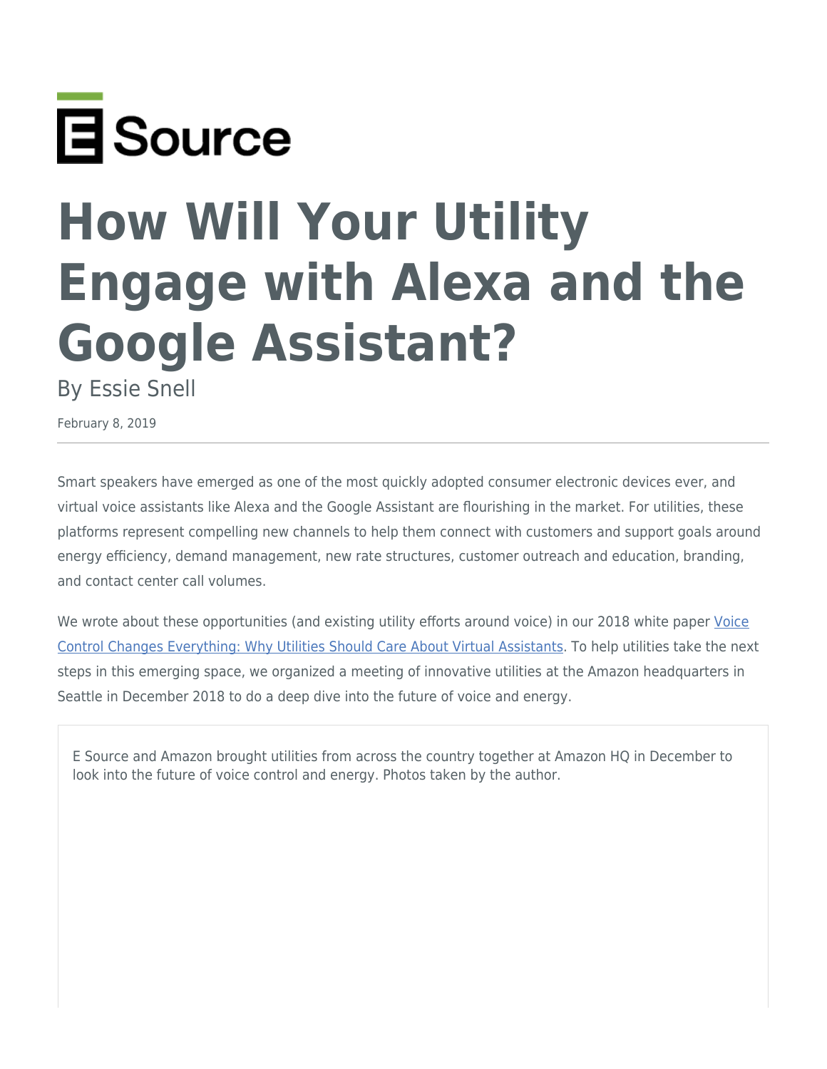E Source

# How Will Your Utility Engage with Alexa and the Google Assistant?

By Essie Snell

February 8, 2019

---

Smart speakers have emerged as one of the most quickly adopted consumer electronic devices ever, and virtual voice assistants like Alexa and the Google Assistant are flourishing in the market. For utilities, these platforms represent compelling new channels to help them connect with customers and support goals around energy efficiency, demand management, new rate structures, customer outreach and education, branding, and contact center call volumes.

We wrote about these opportunities (and existing utility efforts around voice) in our 2018 white paper [Voice Control Changes Everything: Why Utilities Should Care About Virtual Assistants](). To help utilities take the next steps in this emerging space, we organized a meeting of innovative utilities at the Amazon headquarters in Seattle in December 2018 to do a deep dive into the future of voice and energy.

E Source and Amazon brought utilities from across the country together at Amazon HQ in December to look into the future of voice control and energy. Photos taken by the author.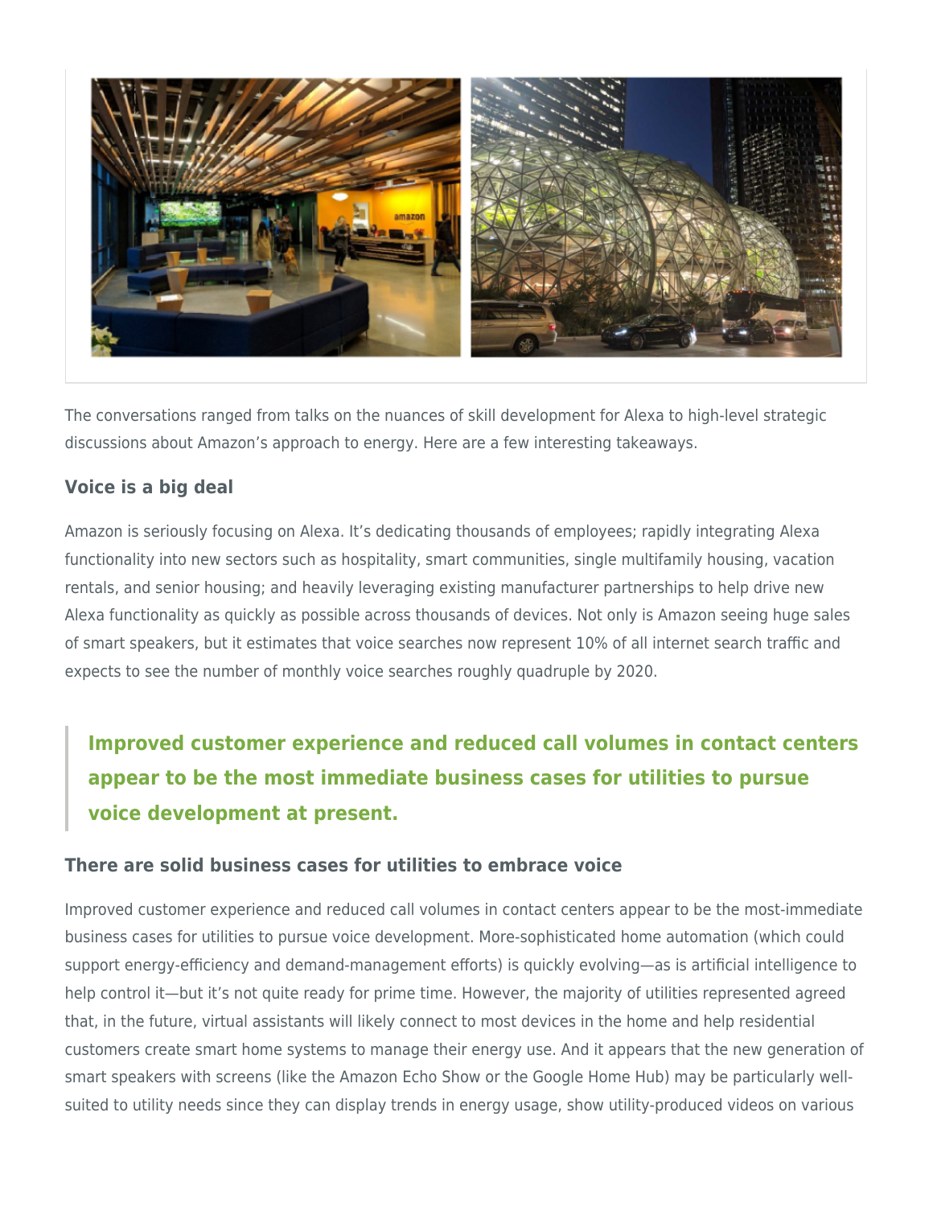The conversations ranged from talks on the nuances of skill development for Alexa to high-level strategic discussions about Amazon's approach to energy. Here are a few interesting takeaways.

### Voice is a big deal

Amazon is seriously focusing on Alexa. It's dedicating thousands of employees; rapidly integrating Alexa functionality into new sectors such as hospitality, smart communities, single multifamily housing, vacation rentals, and senior housing; and heavily leveraging existing manufacturer partnerships to help drive new Alexa functionality as quickly as possible across thousands of devices. Not only is Amazon seeing huge sales of smart speakers, but it estimates that voice searches now represent 10% of all internet search traffic and expects to see the number of monthly voice searches roughly quadruple by 2020.

> **Improved customer experience and reduced call volumes in contact centers appear to be the most immediate business cases for utilities to pursue voice development at present.**

### There are solid business cases for utilities to embrace voice

Improved customer experience and reduced call volumes in contact centers appear to be the most-immediate business cases for utilities to pursue voice development. More-sophisticated home automation (which could support energy-efficiency and demand-management efforts) is quickly evolving—as is artificial intelligence to help control it—but it's not quite ready for prime time. However, the majority of utilities represented agreed that, in the future, virtual assistants will likely connect to most devices in the home and help residential customers create smart home systems to manage their energy use. And it appears that the new generation of smart speakers with screens (like the Amazon Echo Show or the Google Home Hub) may be particularly well-suited to utility needs since they can display trends in energy usage, show utility-produced videos on various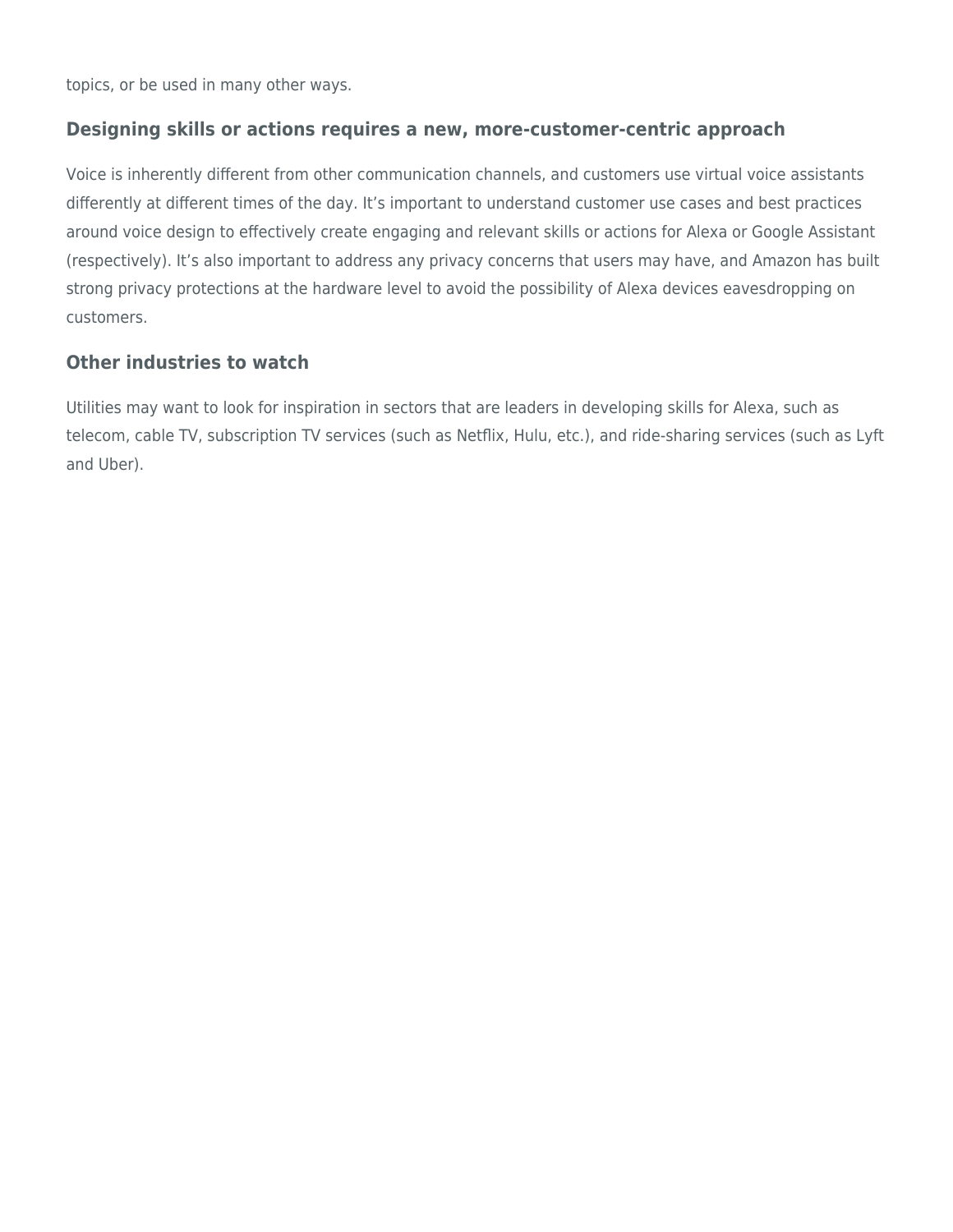topics, or be used in many other ways.

### Designing skills or actions requires a new, more-customer-centric approach

Voice is inherently different from other communication channels, and customers use virtual voice assistants differently at different times of the day. It's important to understand customer use cases and best practices around voice design to effectively create engaging and relevant skills or actions for Alexa or Google Assistant (respectively). It's also important to address any privacy concerns that users may have, and Amazon has built strong privacy protections at the hardware level to avoid the possibility of Alexa devices eavesdropping on customers.

### Other industries to watch

Utilities may want to look for inspiration in sectors that are leaders in developing skills for Alexa, such as telecom, cable TV, subscription TV services (such as Netflix, Hulu, etc.), and ride-sharing services (such as Lyft and Uber).